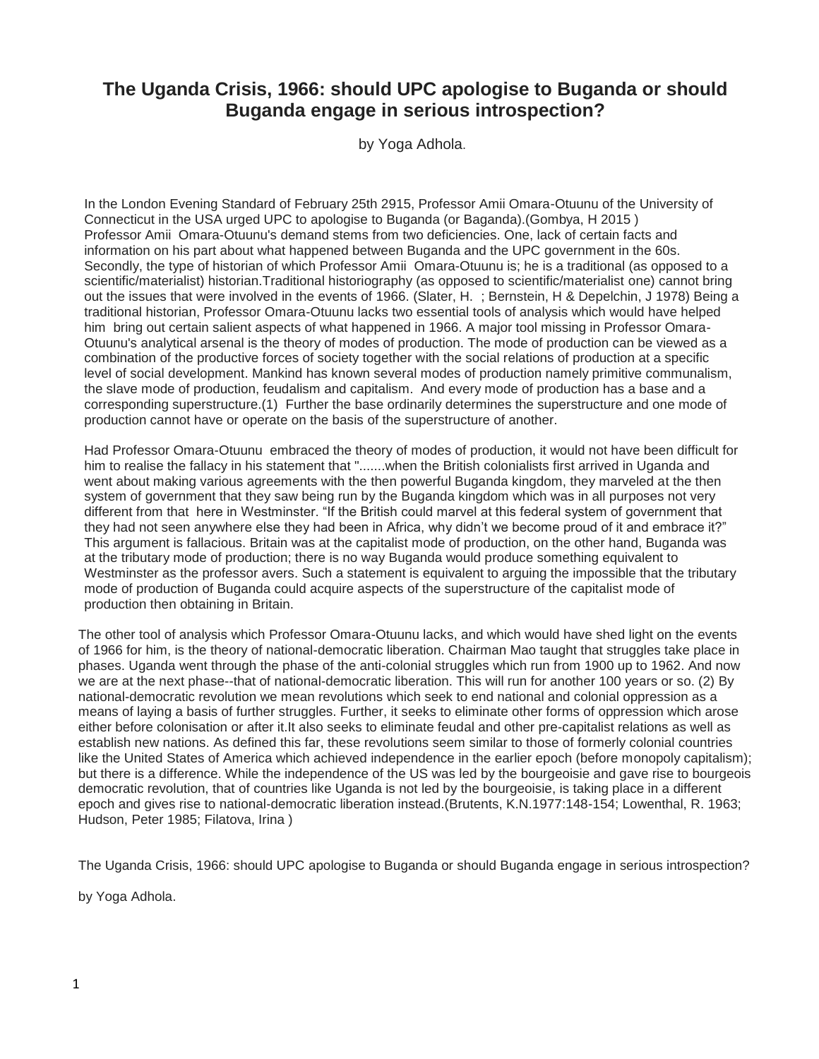# The Uganda Crisis, 1966: should UPC apologise to Buganda or should Buganda engage in serious introspection?

by Yoga Adhola.

In the London Evening Standard of February 25th 2915, Professor Amii Omara-Otuunu of the University of Connecticut in the USA urged UPC to apologise to Buganda (or Baganda).(Gombya, H 2015 ) Professor Amii Omara-Otuunu's demand stems from two deficiencies. One, lack of certain facts and information on his part about what happened between Buganda and the UPC government in the 60s. Secondly, the type of historian of which Professor Amii Omara-Otuunu is; he is a traditional (as opposed to a scientific/materialist) historian.Traditional historiography (as opposed to scientific/materialist one) cannot bring out the issues that were involved in the events of 1966. (Slater, H. ; Bernstein, H & Depelchin, J 1978) Being a traditional historian, Professor Omara-Otuunu lacks two essential tools of analysis which would have helped him bring out certain salient aspects of what happened in 1966. A major tool missing in Professor Omara-Otuunu's analytical arsenal is the theory of modes of production. The mode of production can be viewed as a combination of the productive forces of society together with the social relations of production at a specific level of social development. Mankind has known several modes of production namely primitive communalism, the slave mode of production, feudalism and capitalism. And every mode of production has a base and a corresponding superstructure.(1) Further the base ordinarily determines the superstructure and one mode of production cannot have or operate on the basis of the superstructure of another.

Had Professor Omara-Otuunu embraced the theory of modes of production, it would not have been difficult for him to realise the fallacy in his statement that ".......when the British colonialists first arrived in Uganda and went about making various agreements with the then powerful Buganda kingdom, they marveled at the then system of government that they saw being run by the Buganda kingdom which was in all purposes not very different from that here in Westminster. "If the British could marvel at this federal system of government that they had not seen anywhere else they had been in Africa, why didn't we become proud of it and embrace it?" This argument is fallacious. Britain was at the capitalist mode of production, on the other hand, Buganda was at the tributary mode of production; there is no way Buganda would produce something equivalent to Westminster as the professor avers. Such a statement is equivalent to arguing the impossible that the tributary mode of production of Buganda could acquire aspects of the superstructure of the capitalist mode of production then obtaining in Britain.

The other tool of analysis which Professor Omara-Otuunu lacks, and which would have shed light on the events of 1966 for him, is the theory of national-democratic liberation. Chairman Mao taught that struggles take place in phases. Uganda went through the phase of the anti-colonial struggles which run from 1900 up to 1962. And now we are at the next phase--that of national-democratic liberation. This will run for another 100 years or so. (2) By national-democratic revolution we mean revolutions which seek to end national and colonial oppression as a means of laying a basis of further struggles. Further, it seeks to eliminate other forms of oppression which arose either before colonisation or after it.It also seeks to eliminate feudal and other pre-capitalist relations as well as establish new nations. As defined this far, these revolutions seem similar to those of formerly colonial countries like the United States of America which achieved independence in the earlier epoch (before monopoly capitalism); but there is a difference. While the independence of the US was led by the bourgeoisie and gave rise to bourgeois democratic revolution, that of countries like Uganda is not led by the bourgeoisie, is taking place in a different epoch and gives rise to national-democratic liberation instead.(Brutents, K.N.1977:148-154; Lowenthal, R. 1963; Hudson, Peter 1985; Filatova, Irina )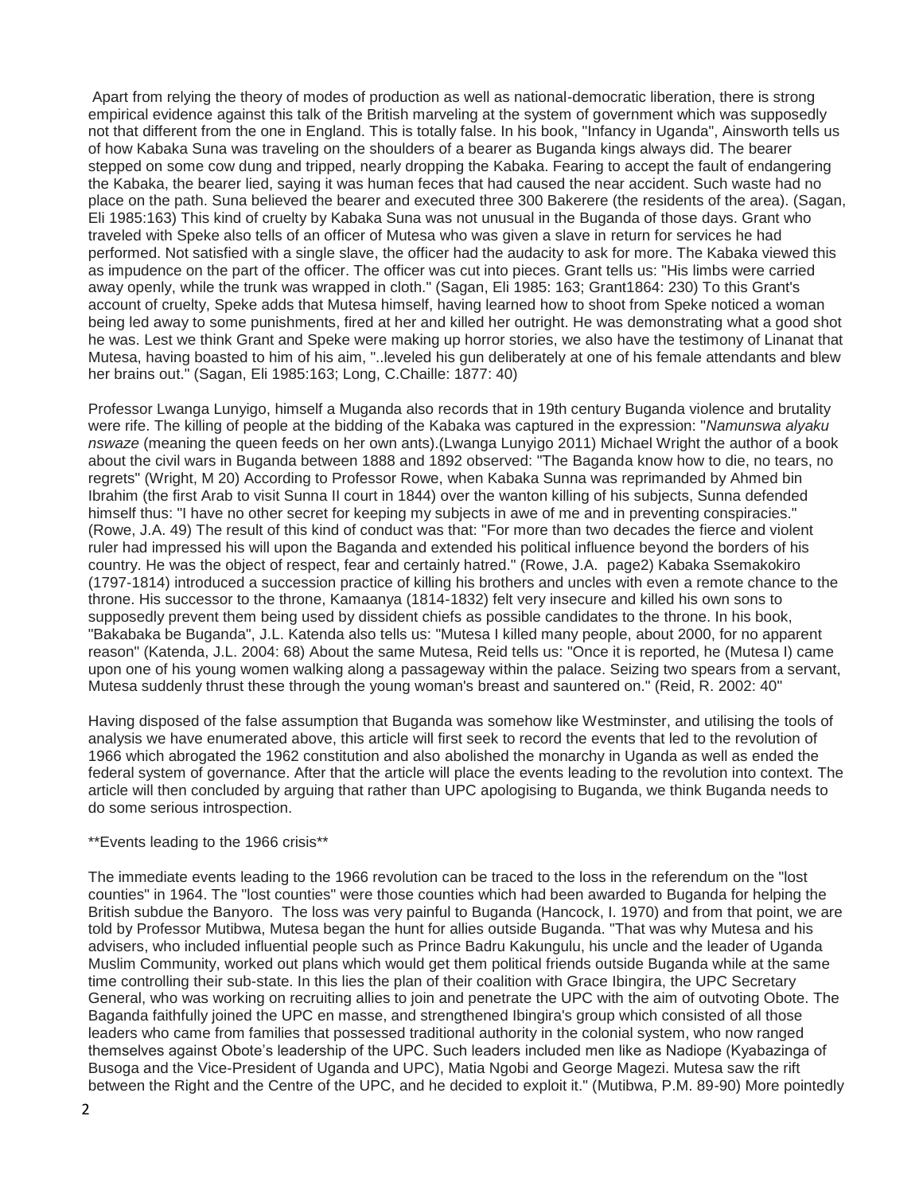Apart from relying the theory of modes of production as well as national-democratic liberation, there is strong empirical evidence against this talk of the British marveling at the system of government which was supposedly not that different from the one in England. This is totally false. In his book, "Infancy in Uganda", Ainsworth tells us of how Kabaka Suna was traveling on the shoulders of a bearer as Buganda kings always did. The bearer stepped on some cow dung and tripped, nearly dropping the Kabaka. Fearing to accept the fault of endangering the Kabaka, the bearer lied, saying it was human feces that had caused the near accident. Such waste had no place on the path. Suna believed the bearer and executed three 300 Bakerere (the residents of the area). (Sagan, Eli 1985:163) This kind of cruelty by Kabaka Suna was not unusual in the Buganda of those days. Grant who traveled with Speke also tells of an officer of Mutesa who was given a slave in return for services he had performed. Not satisfied with a single slave, the officer had the audacity to ask for more. The Kabaka viewed this as impudence on the part of the officer. The officer was cut into pieces. Grant tells us: "His limbs were carried away openly, while the trunk was wrapped in cloth." (Sagan, Eli 1985: 163; Grant1864: 230) To this Grant's account of cruelty, Speke adds that Mutesa himself, having learned how to shoot from Speke noticed a woman being led away to some punishments, fired at her and killed her outright. He was demonstrating what a good shot he was. Lest we think Grant and Speke were making up horror stories, we also have the testimony of Linanat that Mutesa, having boasted to him of his aim, "..leveled his gun deliberately at one of his female attendants and blew her brains out." (Sagan, Eli 1985:163; Long, C.Chaille: 1877: 40)

Professor Lwanga Lunyigo, himself a Muganda also records that in 19th century Buganda violence and brutality were rife. The killing of people at the bidding of the Kabaka was captured in the expression: "*Namunswa alyaku nswaze* (meaning the queen feeds on her own ants).(Lwanga Lunyigo 2011) Michael Wright the author of a book about the civil wars in Buganda between 1888 and 1892 observed: "The Baganda know how to die, no tears, no regrets" (Wright, M 20) According to Professor Rowe, when Kabaka Sunna was reprimanded by Ahmed bin Ibrahim (the first Arab to visit Sunna II court in 1844) over the wanton killing of his subjects, Sunna defended himself thus: "I have no other secret for keeping my subjects in awe of me and in preventing conspiracies." (Rowe, J.A. 49) The result of this kind of conduct was that: "For more than two decades the fierce and violent ruler had impressed his will upon the Baganda and extended his political influence beyond the borders of his country. He was the object of respect, fear and certainly hatred." (Rowe, J.A. page2) Kabaka Ssemakokiro (1797-1814) introduced a succession practice of killing his brothers and uncles with even a remote chance to the throne. His successor to the throne, Kamaanya (1814-1832) felt very insecure and killed his own sons to supposedly prevent them being used by dissident chiefs as possible candidates to the throne. In his book, "Bakabaka be Buganda", J.L. Katenda also tells us: "Mutesa I killed many people, about 2000, for no apparent reason" (Katenda, J.L. 2004: 68) About the same Mutesa, Reid tells us: "Once it is reported, he (Mutesa I) came upon one of his young women walking along a passageway within the palace. Seizing two spears from a servant, Mutesa suddenly thrust these through the young woman's breast and sauntered on." (Reid, R. 2002: 40"

Having disposed of the false assumption that Buganda was somehow like Westminster, and utilising the tools of analysis we have enumerated above, this article will first seek to record the events that led to the revolution of 1966 which abrogated the 1962 constitution and also abolished the monarchy in Uganda as well as ended the federal system of governance. After that the article will place the events leading to the revolution into context. The article will then concluded by arguing that rather than UPC apologising to Buganda, we think Buganda needs to do some serious introspection.

**Events leading to the 1966 crisis**

The immediate events leading to the 1966 revolution can be traced to the loss in the referendum on the "lost counties" in 1964. The "lost counties" were those counties which had been awarded to Buganda for helping the British subdue the Banyoro. The loss was very painful to Buganda (Hancock, I. 1970) and from that point, we are told by Professor Mutibwa, Mutesa began the hunt for allies outside Buganda. "That was why Mutesa and his advisers, who included influential people such as Prince Badru Kakungulu, his uncle and the leader of Uganda Muslim Community, worked out plans which would get them political friends outside Buganda while at the same time controlling their sub-state. In this lies the plan of their coalition with Grace Ibingira, the UPC Secretary General, who was working on recruiting allies to join and penetrate the UPC with the aim of outvoting Obote. The Baganda faithfully joined the UPC en masse, and strengthened Ibingira's group which consisted of all those leaders who came from families that possessed traditional authority in the colonial system, who now ranged themselves against Obote's leadership of the UPC. Such leaders included men like as Nadiope (Kyabazinga of Busoga and the Vice-President of Uganda and UPC), Matia Ngobi and George Magezi. Mutesa saw the rift between the Right and the Centre of the UPC, and he decided to exploit it." (Mutibwa, P.M. 89-90) More pointedly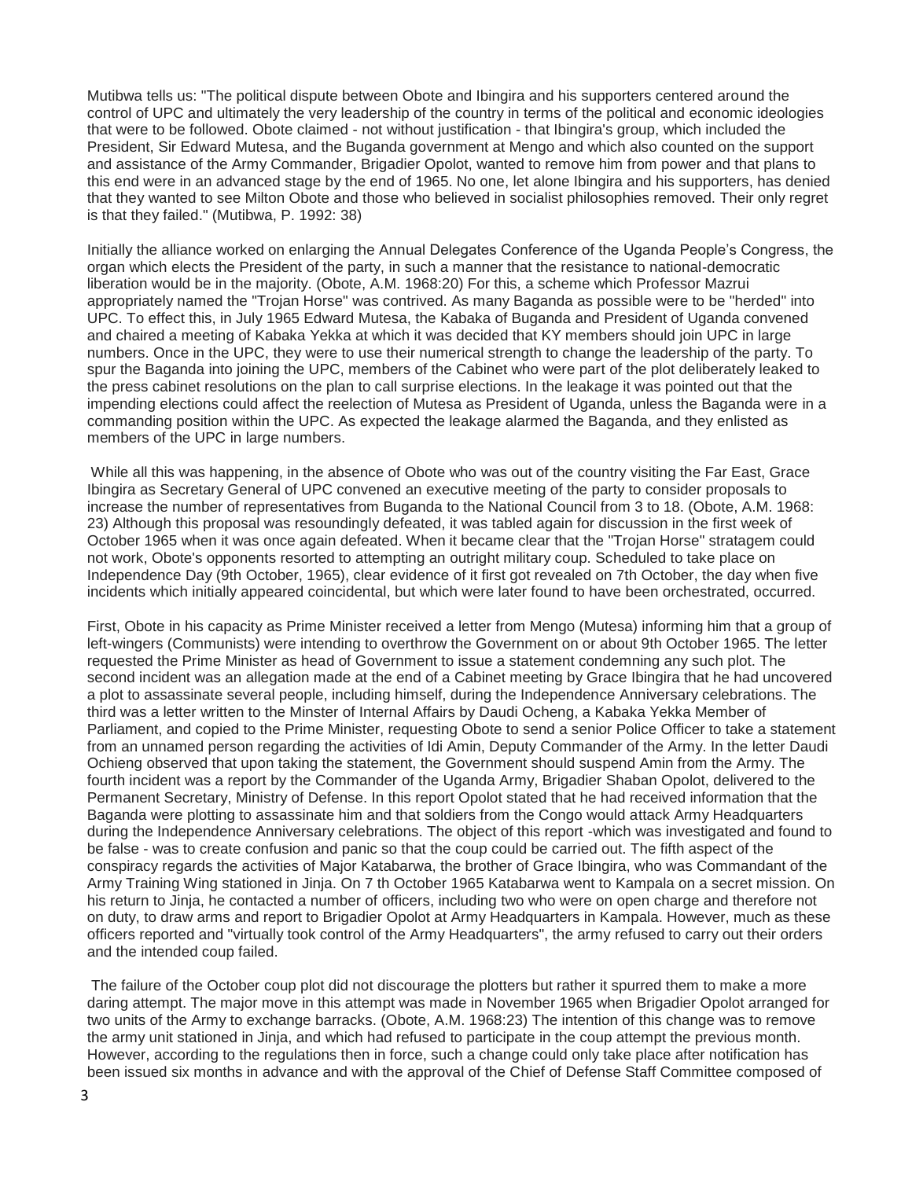Mutibwa tells us: "The political dispute between Obote and Ibingira and his supporters centered around the control of UPC and ultimately the very leadership of the country in terms of the political and economic ideologies that were to be followed. Obote claimed - not without justification - that Ibingira's group, which included the President, Sir Edward Mutesa, and the Buganda government at Mengo and which also counted on the support and assistance of the Army Commander, Brigadier Opolot, wanted to remove him from power and that plans to this end were in an advanced stage by the end of 1965. No one, let alone Ibingira and his supporters, has denied that they wanted to see Milton Obote and those who believed in socialist philosophies removed. Their only regret is that they failed." (Mutibwa, P. 1992: 38)

Initially the alliance worked on enlarging the Annual Delegates Conference of the Uganda People's Congress, the organ which elects the President of the party, in such a manner that the resistance to national-democratic liberation would be in the majority. (Obote, A.M. 1968:20) For this, a scheme which Professor Mazrui appropriately named the "Trojan Horse" was contrived. As many Baganda as possible were to be "herded" into UPC. To effect this, in July 1965 Edward Mutesa, the Kabaka of Buganda and President of Uganda convened and chaired a meeting of Kabaka Yekka at which it was decided that KY members should join UPC in large numbers. Once in the UPC, they were to use their numerical strength to change the leadership of the party. To spur the Baganda into joining the UPC, members of the Cabinet who were part of the plot deliberately leaked to the press cabinet resolutions on the plan to call surprise elections. In the leakage it was pointed out that the impending elections could affect the reelection of Mutesa as President of Uganda, unless the Baganda were in a commanding position within the UPC. As expected the leakage alarmed the Baganda, and they enlisted as members of the UPC in large numbers.

While all this was happening, in the absence of Obote who was out of the country visiting the Far East, Grace Ibingira as Secretary General of UPC convened an executive meeting of the party to consider proposals to increase the number of representatives from Buganda to the National Council from 3 to 18. (Obote, A.M. 1968: 23) Although this proposal was resoundingly defeated, it was tabled again for discussion in the first week of October 1965 when it was once again defeated. When it became clear that the "Trojan Horse" stratagem could not work, Obote's opponents resorted to attempting an outright military coup. Scheduled to take place on Independence Day (9th October, 1965), clear evidence of it first got revealed on 7th October, the day when five incidents which initially appeared coincidental, but which were later found to have been orchestrated, occurred.

First, Obote in his capacity as Prime Minister received a letter from Mengo (Mutesa) informing him that a group of left-wingers (Communists) were intending to overthrow the Government on or about 9th October 1965. The letter requested the Prime Minister as head of Government to issue a statement condemning any such plot. The second incident was an allegation made at the end of a Cabinet meeting by Grace Ibingira that he had uncovered a plot to assassinate several people, including himself, during the Independence Anniversary celebrations. The third was a letter written to the Minster of Internal Affairs by Daudi Ocheng, a Kabaka Yekka Member of Parliament, and copied to the Prime Minister, requesting Obote to send a senior Police Officer to take a statement from an unnamed person regarding the activities of Idi Amin, Deputy Commander of the Army. In the letter Daudi Ochieng observed that upon taking the statement, the Government should suspend Amin from the Army. The fourth incident was a report by the Commander of the Uganda Army, Brigadier Shaban Opolot, delivered to the Permanent Secretary, Ministry of Defense. In this report Opolot stated that he had received information that the Baganda were plotting to assassinate him and that soldiers from the Congo would attack Army Headquarters during the Independence Anniversary celebrations. The object of this report -which was investigated and found to be false - was to create confusion and panic so that the coup could be carried out. The fifth aspect of the conspiracy regards the activities of Major Katabarwa, the brother of Grace Ibingira, who was Commandant of the Army Training Wing stationed in Jinja. On 7 th October 1965 Katabarwa went to Kampala on a secret mission. On his return to Jinja, he contacted a number of officers, including two who were on open charge and therefore not on duty, to draw arms and report to Brigadier Opolot at Army Headquarters in Kampala. However, much as these officers reported and "virtually took control of the Army Headquarters", the army refused to carry out their orders and the intended coup failed.

The failure of the October coup plot did not discourage the plotters but rather it spurred them to make a more daring attempt. The major move in this attempt was made in November 1965 when Brigadier Opolot arranged for two units of the Army to exchange barracks. (Obote, A.M. 1968:23) The intention of this change was to remove the army unit stationed in Jinja, and which had refused to participate in the coup attempt the previous month. However, according to the regulations then in force, such a change could only take place after notification has been issued six months in advance and with the approval of the Chief of Defense Staff Committee composed of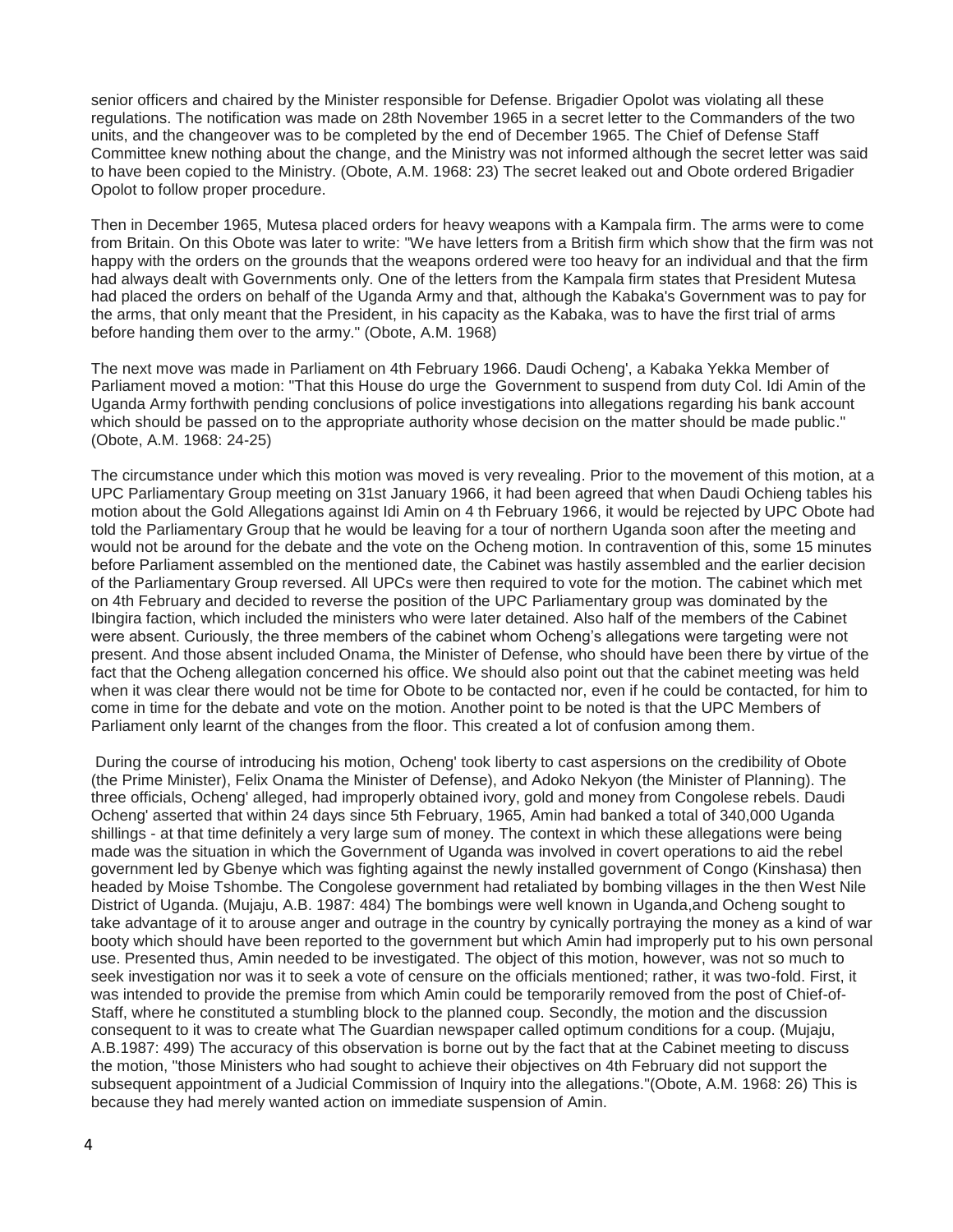senior officers and chaired by the Minister responsible for Defense. Brigadier Opolot was violating all these regulations. The notification was made on 28th November 1965 in a secret letter to the Commanders of the two units, and the changeover was to be completed by the end of December 1965. The Chief of Defense Staff Committee knew nothing about the change, and the Ministry was not informed although the secret letter was said to have been copied to the Ministry. (Obote, A.M. 1968: 23) The secret leaked out and Obote ordered Brigadier Opolot to follow proper procedure.

Then in December 1965, Mutesa placed orders for heavy weapons with a Kampala firm. The arms were to come from Britain. On this Obote was later to write: "We have letters from a British firm which show that the firm was not happy with the orders on the grounds that the weapons ordered were too heavy for an individual and that the firm had always dealt with Governments only. One of the letters from the Kampala firm states that President Mutesa had placed the orders on behalf of the Uganda Army and that, although the Kabaka's Government was to pay for the arms, that only meant that the President, in his capacity as the Kabaka, was to have the first trial of arms before handing them over to the army." (Obote, A.M. 1968)

The next move was made in Parliament on 4th February 1966. Daudi Ocheng', a Kabaka Yekka Member of Parliament moved a motion: "That this House do urge the Government to suspend from duty Col. Idi Amin of the Uganda Army forthwith pending conclusions of police investigations into allegations regarding his bank account which should be passed on to the appropriate authority whose decision on the matter should be made public." (Obote, A.M. 1968: 24-25)

The circumstance under which this motion was moved is very revealing. Prior to the movement of this motion, at a UPC Parliamentary Group meeting on 31st January 1966, it had been agreed that when Daudi Ochieng tables his motion about the Gold Allegations against Idi Amin on 4 th February 1966, it would be rejected by UPC Obote had told the Parliamentary Group that he would be leaving for a tour of northern Uganda soon after the meeting and would not be around for the debate and the vote on the Ocheng motion. In contravention of this, some 15 minutes before Parliament assembled on the mentioned date, the Cabinet was hastily assembled and the earlier decision of the Parliamentary Group reversed. All UPCs were then required to vote for the motion. The cabinet which met on 4th February and decided to reverse the position of the UPC Parliamentary group was dominated by the Ibingira faction, which included the ministers who were later detained. Also half of the members of the Cabinet were absent. Curiously, the three members of the cabinet whom Ocheng's allegations were targeting were not present. And those absent included Onama, the Minister of Defense, who should have been there by virtue of the fact that the Ocheng allegation concerned his office. We should also point out that the cabinet meeting was held when it was clear there would not be time for Obote to be contacted nor, even if he could be contacted, for him to come in time for the debate and vote on the motion. Another point to be noted is that the UPC Members of Parliament only learnt of the changes from the floor. This created a lot of confusion among them.

During the course of introducing his motion, Ocheng' took liberty to cast aspersions on the credibility of Obote (the Prime Minister), Felix Onama the Minister of Defense), and Adoko Nekyon (the Minister of Planning). The three officials, Ocheng' alleged, had improperly obtained ivory, gold and money from Congolese rebels. Daudi Ocheng' asserted that within 24 days since 5th February, 1965, Amin had banked a total of 340,000 Uganda shillings - at that time definitely a very large sum of money. The context in which these allegations were being made was the situation in which the Government of Uganda was involved in covert operations to aid the rebel government led by Gbenye which was fighting against the newly installed government of Congo (Kinshasa) then headed by Moise Tshombe. The Congolese government had retaliated by bombing villages in the then West Nile District of Uganda. (Mujaju, A.B. 1987: 484) The bombings were well known in Uganda,and Ocheng sought to take advantage of it to arouse anger and outrage in the country by cynically portraying the money as a kind of war booty which should have been reported to the government but which Amin had improperly put to his own personal use. Presented thus, Amin needed to be investigated. The object of this motion, however, was not so much to seek investigation nor was it to seek a vote of censure on the officials mentioned; rather, it was two-fold. First, it was intended to provide the premise from which Amin could be temporarily removed from the post of Chief-of-Staff, where he constituted a stumbling block to the planned coup. Secondly, the motion and the discussion consequent to it was to create what The Guardian newspaper called optimum conditions for a coup. (Mujaju, A.B.1987: 499) The accuracy of this observation is borne out by the fact that at the Cabinet meeting to discuss the motion, "those Ministers who had sought to achieve their objectives on 4th February did not support the subsequent appointment of a Judicial Commission of Inquiry into the allegations."(Obote, A.M. 1968: 26) This is because they had merely wanted action on immediate suspension of Amin.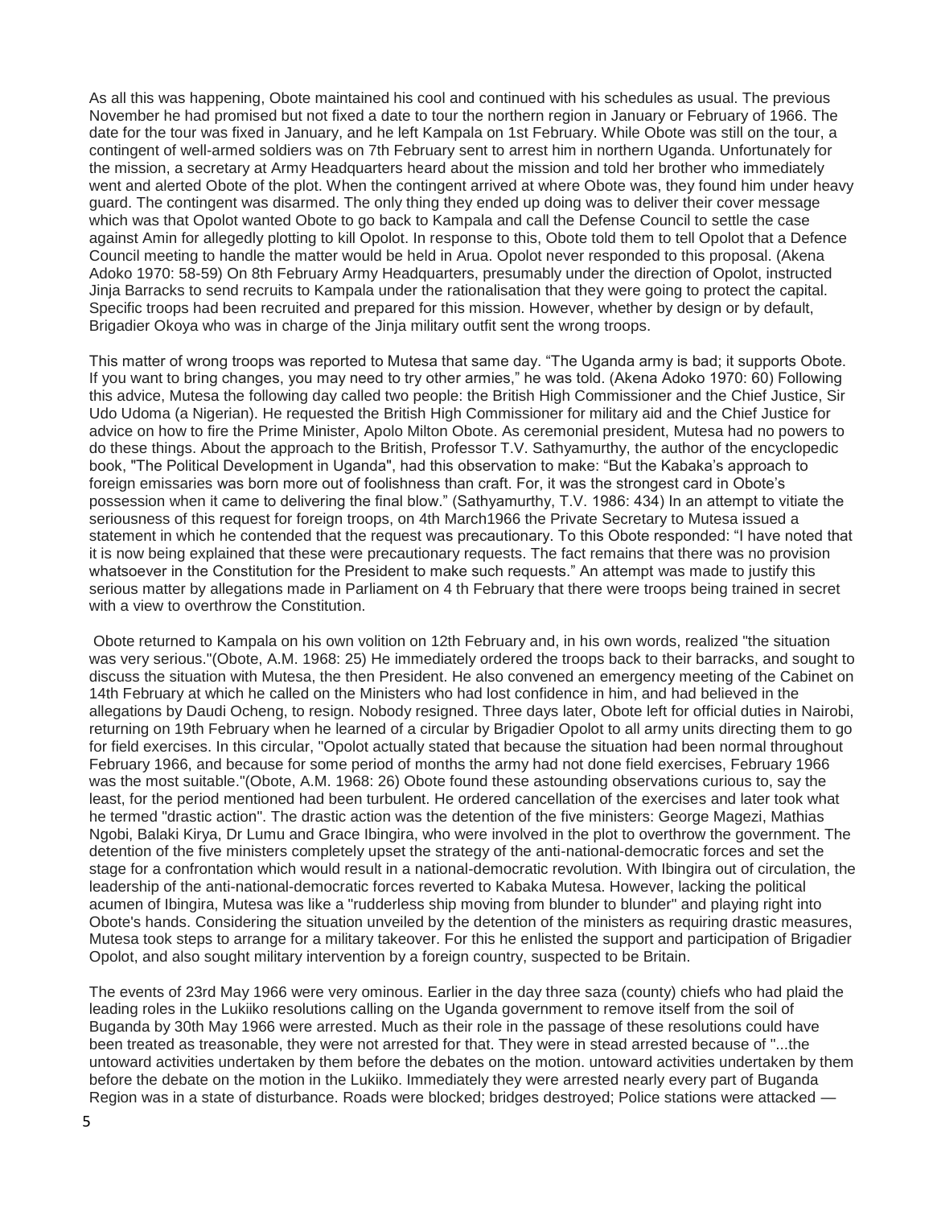As all this was happening, Obote maintained his cool and continued with his schedules as usual. The previous November he had promised but not fixed a date to tour the northern region in January or February of 1966. The date for the tour was fixed in January, and he left Kampala on 1st February. While Obote was still on the tour, a contingent of well-armed soldiers was on 7th February sent to arrest him in northern Uganda. Unfortunately for the mission, a secretary at Army Headquarters heard about the mission and told her brother who immediately went and alerted Obote of the plot. When the contingent arrived at where Obote was, they found him under heavy guard. The contingent was disarmed. The only thing they ended up doing was to deliver their cover message which was that Opolot wanted Obote to go back to Kampala and call the Defense Council to settle the case against Amin for allegedly plotting to kill Opolot. In response to this, Obote told them to tell Opolot that a Defence Council meeting to handle the matter would be held in Arua. Opolot never responded to this proposal. (Akena Adoko 1970: 58-59) On 8th February Army Headquarters, presumably under the direction of Opolot, instructed Jinja Barracks to send recruits to Kampala under the rationalisation that they were going to protect the capital. Specific troops had been recruited and prepared for this mission. However, whether by design or by default, Brigadier Okoya who was in charge of the Jinja military outfit sent the wrong troops.

This matter of wrong troops was reported to Mutesa that same day. "The Uganda army is bad; it supports Obote. If you want to bring changes, you may need to try other armies," he was told. (Akena Adoko 1970: 60) Following this advice, Mutesa the following day called two people: the British High Commissioner and the Chief Justice, Sir Udo Udoma (a Nigerian). He requested the British High Commissioner for military aid and the Chief Justice for advice on how to fire the Prime Minister, Apolo Milton Obote. As ceremonial president, Mutesa had no powers to do these things. About the approach to the British, Professor T.V. Sathyamurthy, the author of the encyclopedic book, "The Political Development in Uganda", had this observation to make: "But the Kabaka's approach to foreign emissaries was born more out of foolishness than craft. For, it was the strongest card in Obote's possession when it came to delivering the final blow." (Sathyamurthy, T.V. 1986: 434) In an attempt to vitiate the seriousness of this request for foreign troops, on 4th March1966 the Private Secretary to Mutesa issued a statement in which he contended that the request was precautionary. To this Obote responded: "I have noted that it is now being explained that these were precautionary requests. The fact remains that there was no provision whatsoever in the Constitution for the President to make such requests." An attempt was made to justify this serious matter by allegations made in Parliament on 4 th February that there were troops being trained in secret with a view to overthrow the Constitution.

Obote returned to Kampala on his own volition on 12th February and, in his own words, realized "the situation was very serious."(Obote, A.M. 1968: 25) He immediately ordered the troops back to their barracks, and sought to discuss the situation with Mutesa, the then President. He also convened an emergency meeting of the Cabinet on 14th February at which he called on the Ministers who had lost confidence in him, and had believed in the allegations by Daudi Ocheng, to resign. Nobody resigned. Three days later, Obote left for official duties in Nairobi, returning on 19th February when he learned of a circular by Brigadier Opolot to all army units directing them to go for field exercises. In this circular, "Opolot actually stated that because the situation had been normal throughout February 1966, and because for some period of months the army had not done field exercises, February 1966 was the most suitable."(Obote, A.M. 1968: 26) Obote found these astounding observations curious to, say the least, for the period mentioned had been turbulent. He ordered cancellation of the exercises and later took what he termed "drastic action". The drastic action was the detention of the five ministers: George Magezi, Mathias Ngobi, Balaki Kirya, Dr Lumu and Grace Ibingira, who were involved in the plot to overthrow the government. The detention of the five ministers completely upset the strategy of the anti-national-democratic forces and set the stage for a confrontation which would result in a national-democratic revolution. With Ibingira out of circulation, the leadership of the anti-national-democratic forces reverted to Kabaka Mutesa. However, lacking the political acumen of Ibingira, Mutesa was like a "rudderless ship moving from blunder to blunder" and playing right into Obote's hands. Considering the situation unveiled by the detention of the ministers as requiring drastic measures, Mutesa took steps to arrange for a military takeover. For this he enlisted the support and participation of Brigadier Opolot, and also sought military intervention by a foreign country, suspected to be Britain.

The events of 23rd May 1966 were very ominous. Earlier in the day three saza (county) chiefs who had plaid the leading roles in the Lukiiko resolutions calling on the Uganda government to remove itself from the soil of Buganda by 30th May 1966 were arrested. Much as their role in the passage of these resolutions could have been treated as treasonable, they were not arrested for that. They were in stead arrested because of "...the untoward activities undertaken by them before the debates on the motion. untoward activities undertaken by them before the debate on the motion in the Lukiiko. Immediately they were arrested nearly every part of Buganda Region was in a state of disturbance. Roads were blocked; bridges destroyed; Police stations were attacked —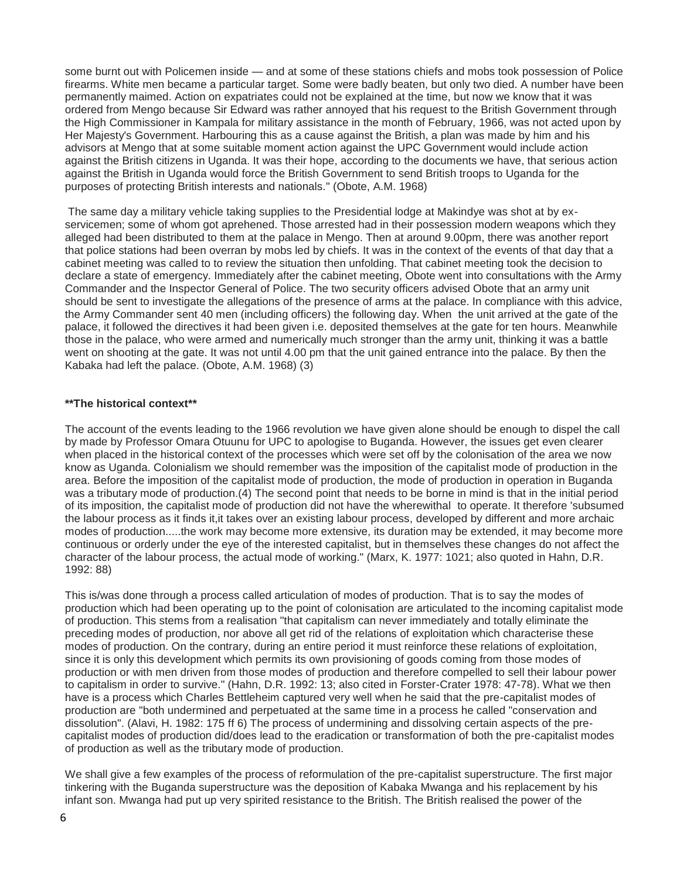some burnt out with Policemen inside — and at some of these stations chiefs and mobs took possession of Police firearms. White men became a particular target. Some were badly beaten, but only two died. A number have been permanently maimed. Action on expatriates could not be explained at the time, but now we know that it was ordered from Mengo because Sir Edward was rather annoyed that his request to the British Government through the High Commissioner in Kampala for military assistance in the month of February, 1966, was not acted upon by Her Majesty's Government. Harbouring this as a cause against the British, a plan was made by him and his advisors at Mengo that at some suitable moment action against the UPC Government would include action against the British citizens in Uganda. It was their hope, according to the documents we have, that serious action against the British in Uganda would force the British Government to send British troops to Uganda for the purposes of protecting British interests and nationals." (Obote, A.M. 1968)

The same day a military vehicle taking supplies to the Presidential lodge at Makindye was shot at by ex-servicemen; some of whom got aprehended. Those arrested had in their possession modern weapons which they alleged had been distributed to them at the palace in Mengo. Then at around 9.00pm, there was another report that police stations had been overran by mobs led by chiefs. It was in the context of the events of that day that a cabinet meeting was called to to review the situation then unfolding. That cabinet meeting took the decision to declare a state of emergency. Immediately after the cabinet meeting, Obote went into consultations with the Army Commander and the Inspector General of Police. The two security officers advised Obote that an army unit should be sent to investigate the allegations of the presence of arms at the palace. In compliance with this advice, the Army Commander sent 40 men (including officers) the following day. When the unit arrived at the gate of the palace, it followed the directives it had been given i.e. deposited themselves at the gate for ten hours. Meanwhile those in the palace, who were armed and numerically much stronger than the army unit, thinking it was a battle went on shooting at the gate. It was not until 4.00 pm that the unit gained entrance into the palace. By then the Kabaka had left the palace. (Obote, A.M. 1968) (3)

**The historical context**

The account of the events leading to the 1966 revolution we have given alone should be enough to dispel the call by made by Professor Omara Otuunu for UPC to apologise to Buganda. However, the issues get even clearer when placed in the historical context of the processes which were set off by the colonisation of the area we now know as Uganda. Colonialism we should remember was the imposition of the capitalist mode of production in the area. Before the imposition of the capitalist mode of production, the mode of production in operation in Buganda was a tributary mode of production.(4) The second point that needs to be borne in mind is that in the initial period of its imposition, the capitalist mode of production did not have the wherewithal to operate. It therefore 'subsumed the labour process as it finds it,it takes over an existing labour process, developed by different and more archaic modes of production.....the work may become more extensive, its duration may be extended, it may become more continuous or orderly under the eye of the interested capitalist, but in themselves these changes do not affect the character of the labour process, the actual mode of working." (Marx, K. 1977: 1021; also quoted in Hahn, D.R. 1992: 88)

This is/was done through a process called articulation of modes of production. That is to say the modes of production which had been operating up to the point of colonisation are articulated to the incoming capitalist mode of production. This stems from a realisation "that capitalism can never immediately and totally eliminate the preceding modes of production, nor above all get rid of the relations of exploitation which characterise these modes of production. On the contrary, during an entire period it must reinforce these relations of exploitation, since it is only this development which permits its own provisioning of goods coming from those modes of production or with men driven from those modes of production and therefore compelled to sell their labour power to capitalism in order to survive." (Hahn, D.R. 1992: 13; also cited in Forster-Crater 1978: 47-78). What we then have is a process which Charles Bettleheim captured very well when he said that the pre-capitalist modes of production are "both undermined and perpetuated at the same time in a process he called "conservation and dissolution". (Alavi, H. 1982: 175 ff 6) The process of undermining and dissolving certain aspects of the pre-capitalist modes of production did/does lead to the eradication or transformation of both the pre-capitalist modes of production as well as the tributary mode of production.

We shall give a few examples of the process of reformulation of the pre-capitalist superstructure. The first major tinkering with the Buganda superstructure was the deposition of Kabaka Mwanga and his replacement by his infant son. Mwanga had put up very spirited resistance to the British. The British realised the power of the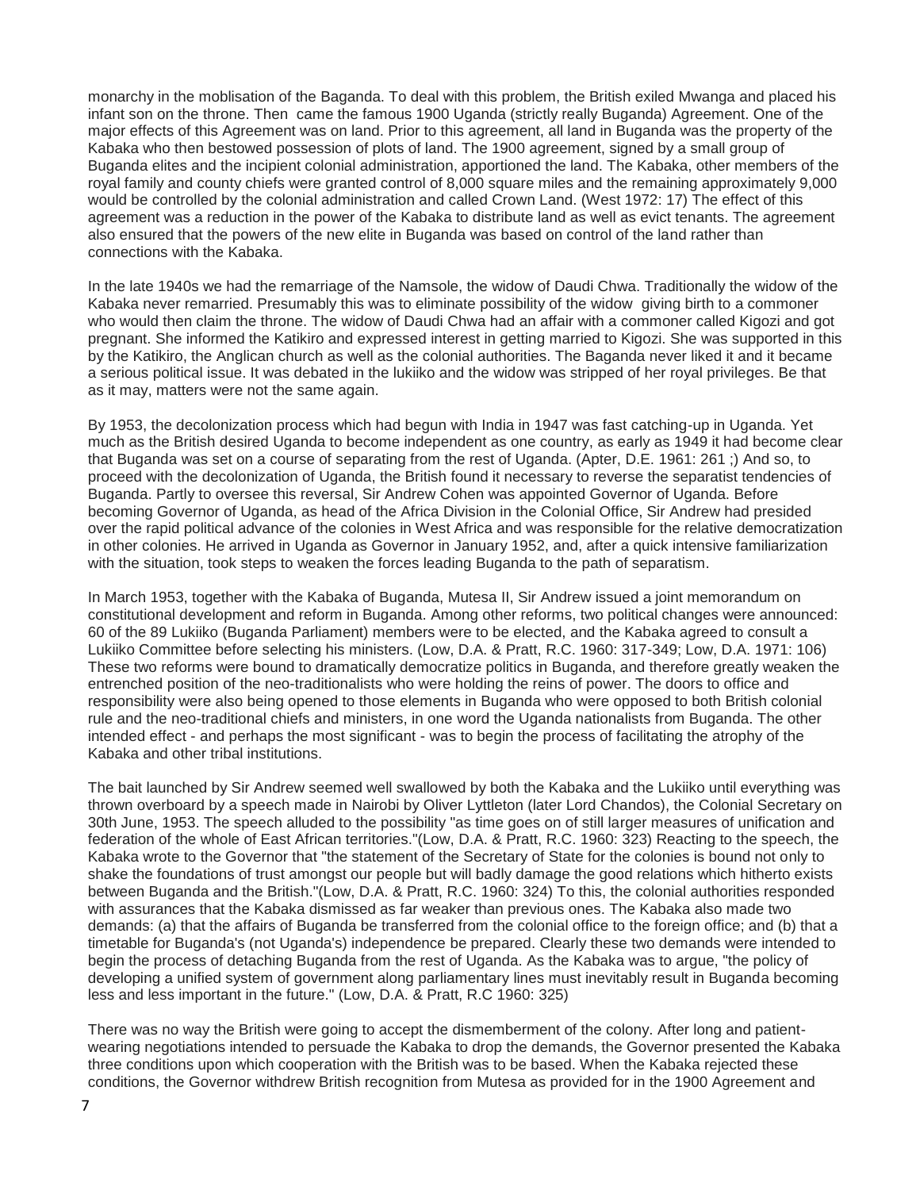monarchy in the moblisation of the Baganda. To deal with this problem, the British exiled Mwanga and placed his infant son on the throne. Then came the famous 1900 Uganda (strictly really Buganda) Agreement. One of the major effects of this Agreement was on land. Prior to this agreement, all land in Buganda was the property of the Kabaka who then bestowed possession of plots of land. The 1900 agreement, signed by a small group of Buganda elites and the incipient colonial administration, apportioned the land. The Kabaka, other members of the royal family and county chiefs were granted control of 8,000 square miles and the remaining approximately 9,000 would be controlled by the colonial administration and called Crown Land. (West 1972: 17) The effect of this agreement was a reduction in the power of the Kabaka to distribute land as well as evict tenants. The agreement also ensured that the powers of the new elite in Buganda was based on control of the land rather than connections with the Kabaka.

In the late 1940s we had the remarriage of the Namsole, the widow of Daudi Chwa. Traditionally the widow of the Kabaka never remarried. Presumably this was to eliminate possibility of the widow giving birth to a commoner who would then claim the throne. The widow of Daudi Chwa had an affair with a commoner called Kigozi and got pregnant. She informed the Katikiro and expressed interest in getting married to Kigozi. She was supported in this by the Katikiro, the Anglican church as well as the colonial authorities. The Baganda never liked it and it became a serious political issue. It was debated in the lukiiko and the widow was stripped of her royal privileges. Be that as it may, matters were not the same again.

By 1953, the decolonization process which had begun with India in 1947 was fast catching-up in Uganda. Yet much as the British desired Uganda to become independent as one country, as early as 1949 it had become clear that Buganda was set on a course of separating from the rest of Uganda. (Apter, D.E. 1961: 261 ;) And so, to proceed with the decolonization of Uganda, the British found it necessary to reverse the separatist tendencies of Buganda. Partly to oversee this reversal, Sir Andrew Cohen was appointed Governor of Uganda. Before becoming Governor of Uganda, as head of the Africa Division in the Colonial Office, Sir Andrew had presided over the rapid political advance of the colonies in West Africa and was responsible for the relative democratization in other colonies. He arrived in Uganda as Governor in January 1952, and, after a quick intensive familiarization with the situation, took steps to weaken the forces leading Buganda to the path of separatism.

In March 1953, together with the Kabaka of Buganda, Mutesa II, Sir Andrew issued a joint memorandum on constitutional development and reform in Buganda. Among other reforms, two political changes were announced: 60 of the 89 Lukiiko (Buganda Parliament) members were to be elected, and the Kabaka agreed to consult a Lukiiko Committee before selecting his ministers. (Low, D.A. & Pratt, R.C. 1960: 317-349; Low, D.A. 1971: 106) These two reforms were bound to dramatically democratize politics in Buganda, and therefore greatly weaken the entrenched position of the neo-traditionalists who were holding the reins of power. The doors to office and responsibility were also being opened to those elements in Buganda who were opposed to both British colonial rule and the neo-traditional chiefs and ministers, in one word the Uganda nationalists from Buganda. The other intended effect - and perhaps the most significant - was to begin the process of facilitating the atrophy of the Kabaka and other tribal institutions.

The bait launched by Sir Andrew seemed well swallowed by both the Kabaka and the Lukiiko until everything was thrown overboard by a speech made in Nairobi by Oliver Lyttleton (later Lord Chandos), the Colonial Secretary on 30th June, 1953. The speech alluded to the possibility "as time goes on of still larger measures of unification and federation of the whole of East African territories."(Low, D.A. & Pratt, R.C. 1960: 323) Reacting to the speech, the Kabaka wrote to the Governor that "the statement of the Secretary of State for the colonies is bound not only to shake the foundations of trust amongst our people but will badly damage the good relations which hitherto exists between Buganda and the British."(Low, D.A. & Pratt, R.C. 1960: 324) To this, the colonial authorities responded with assurances that the Kabaka dismissed as far weaker than previous ones. The Kabaka also made two demands: (a) that the affairs of Buganda be transferred from the colonial office to the foreign office; and (b) that a timetable for Buganda's (not Uganda's) independence be prepared. Clearly these two demands were intended to begin the process of detaching Buganda from the rest of Uganda. As the Kabaka was to argue, "the policy of developing a unified system of government along parliamentary lines must inevitably result in Buganda becoming less and less important in the future." (Low, D.A. & Pratt, R.C 1960: 325)

There was no way the British were going to accept the dismemberment of the colony. After long and patient-wearing negotiations intended to persuade the Kabaka to drop the demands, the Governor presented the Kabaka three conditions upon which cooperation with the British was to be based. When the Kabaka rejected these conditions, the Governor withdrew British recognition from Mutesa as provided for in the 1900 Agreement and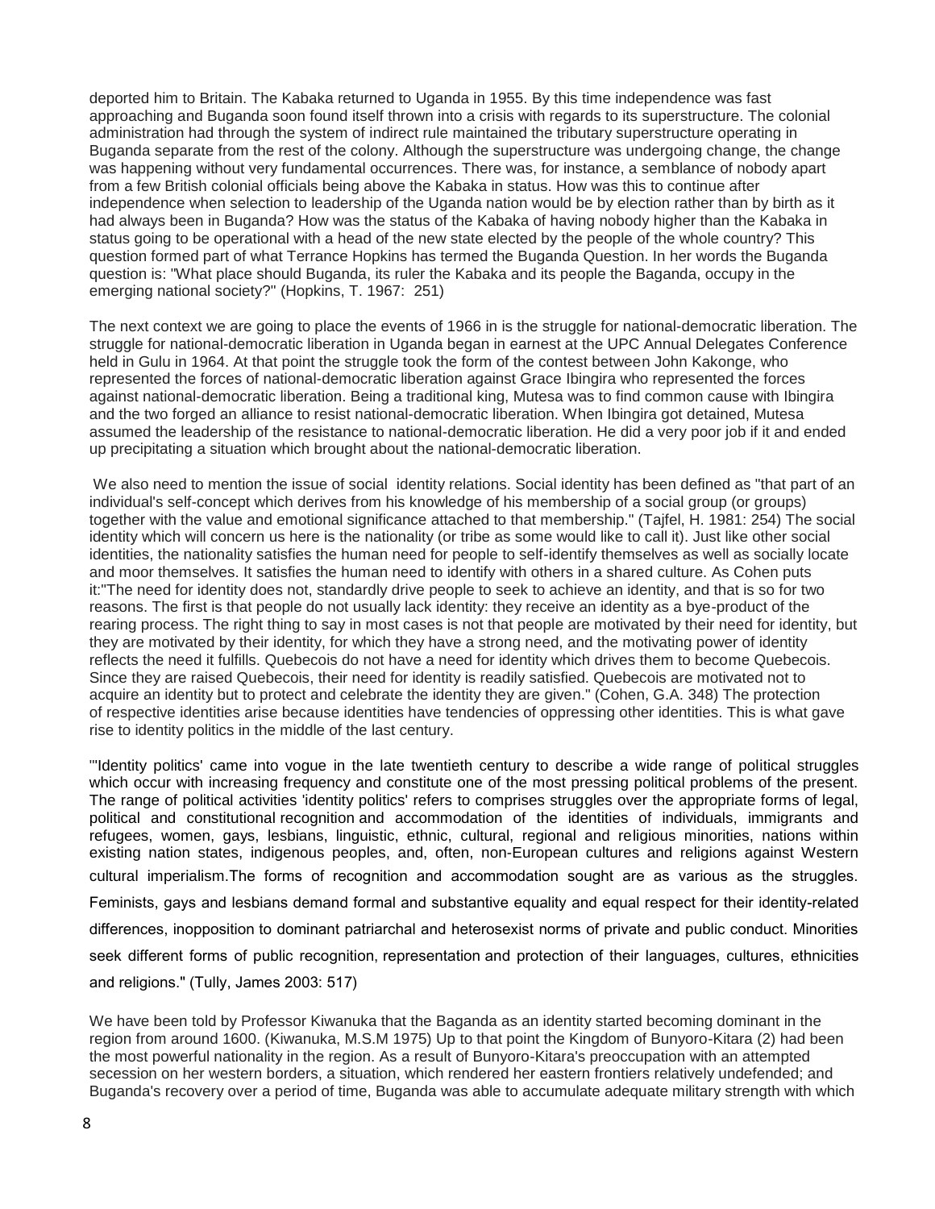deported him to Britain. The Kabaka returned to Uganda in 1955. By this time independence was fast approaching and Buganda soon found itself thrown into a crisis with regards to its superstructure. The colonial administration had through the system of indirect rule maintained the tributary superstructure operating in Buganda separate from the rest of the colony. Although the superstructure was undergoing change, the change was happening without very fundamental occurrences. There was, for instance, a semblance of nobody apart from a few British colonial officials being above the Kabaka in status. How was this to continue after independence when selection to leadership of the Uganda nation would be by election rather than by birth as it had always been in Buganda? How was the status of the Kabaka of having nobody higher than the Kabaka in status going to be operational with a head of the new state elected by the people of the whole country? This question formed part of what Terrance Hopkins has termed the Buganda Question. In her words the Buganda question is: "What place should Buganda, its ruler the Kabaka and its people the Baganda, occupy in the emerging national society?" (Hopkins, T. 1967: 251)

The next context we are going to place the events of 1966 in is the struggle for national-democratic liberation. The struggle for national-democratic liberation in Uganda began in earnest at the UPC Annual Delegates Conference held in Gulu in 1964. At that point the struggle took the form of the contest between John Kakonge, who represented the forces of national-democratic liberation against Grace Ibingira who represented the forces against national-democratic liberation. Being a traditional king, Mutesa was to find common cause with Ibingira and the two forged an alliance to resist national-democratic liberation. When Ibingira got detained, Mutesa assumed the leadership of the resistance to national-democratic liberation. He did a very poor job if it and ended up precipitating a situation which brought about the national-democratic liberation.

We also need to mention the issue of social identity relations. Social identity has been defined as "that part of an individual's self-concept which derives from his knowledge of his membership of a social group (or groups) together with the value and emotional significance attached to that membership." (Tajfel, H. 1981: 254) The social identity which will concern us here is the nationality (or tribe as some would like to call it). Just like other social identities, the nationality satisfies the human need for people to self-identify themselves as well as socially locate and moor themselves. It satisfies the human need to identify with others in a shared culture. As Cohen puts it:"The need for identity does not, standardly drive people to seek to achieve an identity, and that is so for two reasons. The first is that people do not usually lack identity: they receive an identity as a bye-product of the rearing process. The right thing to say in most cases is not that people are motivated by their need for identity, but they are motivated by their identity, for which they have a strong need, and the motivating power of identity reflects the need it fulfills. Quebecois do not have a need for identity which drives them to become Quebecois. Since they are raised Quebecois, their need for identity is readily satisfied. Quebecois are motivated not to acquire an identity but to protect and celebrate the identity they are given." (Cohen, G.A. 348) The protection of respective identities arise because identities have tendencies of oppressing other identities. This is what gave rise to identity politics in the middle of the last century.

"'Identity politics' came into vogue in the late twentieth century to describe a wide range of political struggles which occur with increasing frequency and constitute one of the most pressing political problems of the present. The range of political activities 'identity politics' refers to comprises struggles over the appropriate forms of legal, political and constitutional recognition and accommodation of the identities of individuals, immigrants and refugees, women, gays, lesbians, linguistic, ethnic, cultural, regional and religious minorities, nations within existing nation states, indigenous peoples, and, often, non-European cultures and religions against Western cultural imperialism.The forms of recognition and accommodation sought are as various as the struggles. Feminists, gays and lesbians demand formal and substantive equality and equal respect for their identity-related differences, inopposition to dominant patriarchal and heterosexist norms of private and public conduct. Minorities seek different forms of public recognition, representation and protection of their languages, cultures, ethnicities and religions." (Tully, James 2003: 517)

We have been told by Professor Kiwanuka that the Baganda as an identity started becoming dominant in the region from around 1600. (Kiwanuka, M.S.M 1975) Up to that point the Kingdom of Bunyoro-Kitara (2) had been the most powerful nationality in the region. As a result of Bunyoro-Kitara's preoccupation with an attempted secession on her western borders, a situation, which rendered her eastern frontiers relatively undefended; and Buganda's recovery over a period of time, Buganda was able to accumulate adequate military strength with which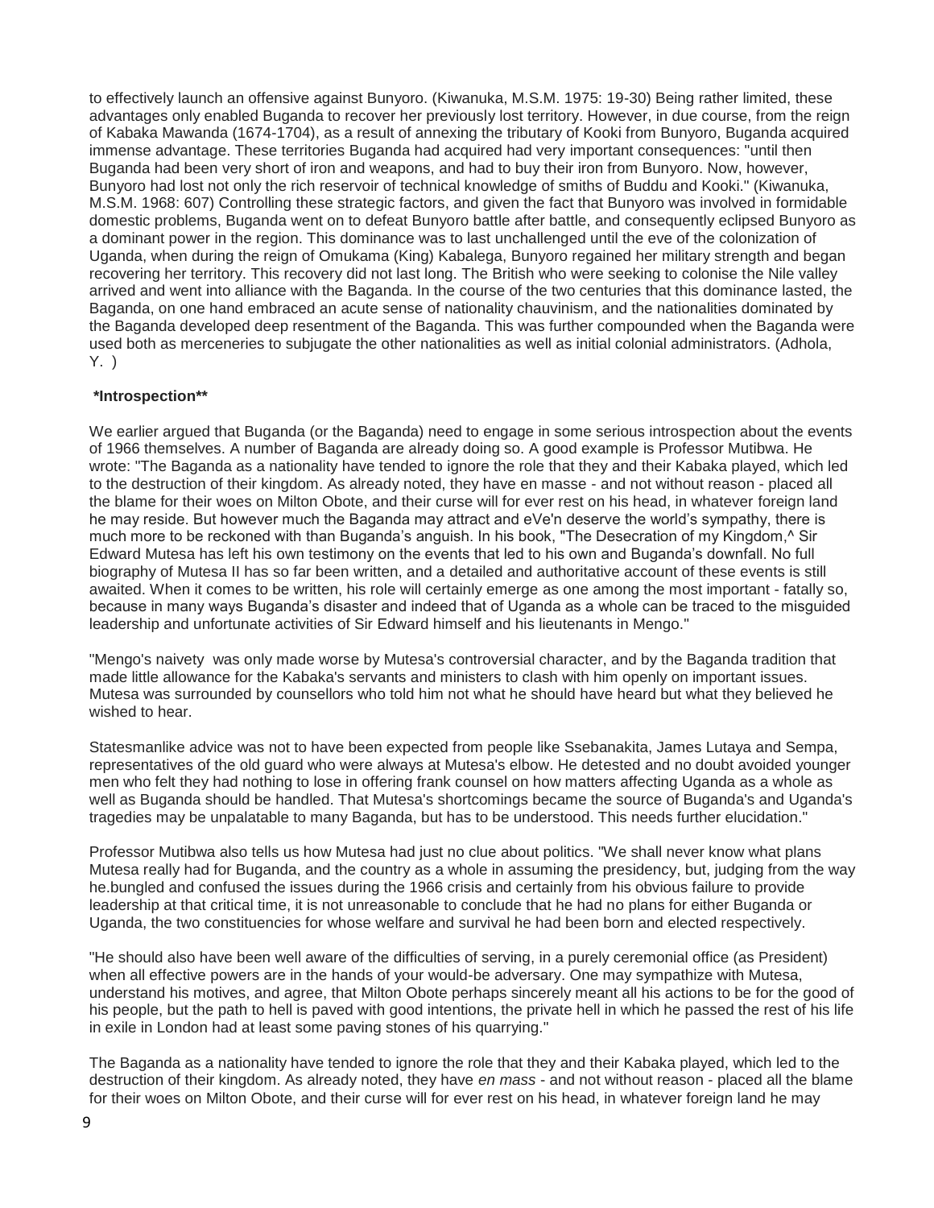to effectively launch an offensive against Bunyoro. (Kiwanuka, M.S.M. 1975: 19-30) Being rather limited, these advantages only enabled Buganda to recover her previously lost territory. However, in due course, from the reign of Kabaka Mawanda (1674-1704), as a result of annexing the tributary of Kooki from Bunyoro, Buganda acquired immense advantage. These territories Buganda had acquired had very important consequences: "until then Buganda had been very short of iron and weapons, and had to buy their iron from Bunyoro. Now, however, Bunyoro had lost not only the rich reservoir of technical knowledge of smiths of Buddu and Kooki." (Kiwanuka, M.S.M. 1968: 607) Controlling these strategic factors, and given the fact that Bunyoro was involved in formidable domestic problems, Buganda went on to defeat Bunyoro battle after battle, and consequently eclipsed Bunyoro as a dominant power in the region. This dominance was to last unchallenged until the eve of the colonization of Uganda, when during the reign of Omukama (King) Kabalega, Bunyoro regained her military strength and began recovering her territory. This recovery did not last long. The British who were seeking to colonise the Nile valley arrived and went into alliance with the Baganda. In the course of the two centuries that this dominance lasted, the Baganda, on one hand embraced an acute sense of nationality chauvinism, and the nationalities dominated by the Baganda developed deep resentment of the Baganda. This was further compounded when the Baganda were used both as merceneries to subjugate the other nationalities as well as initial colonial administrators. (Adhola, Y. )

**\*Introspection\*\***

We earlier argued that Buganda (or the Baganda) need to engage in some serious introspection about the events of 1966 themselves. A number of Baganda are already doing so. A good example is Professor Mutibwa. He wrote: "The Baganda as a nationality have tended to ignore the role that they and their Kabaka played, which led to the destruction of their kingdom. As already noted, they have en masse - and not without reason - placed all the blame for their woes on Milton Obote, and their curse will for ever rest on his head, in whatever foreign land he may reside. But however much the Baganda may attract and eVe'n deserve the world's sympathy, there is much more to be reckoned with than Buganda's anguish. In his book, "The Desecration of my Kingdom,^ Sir Edward Mutesa has left his own testimony on the events that led to his own and Buganda's downfall. No full biography of Mutesa II has so far been written, and a detailed and authoritative account of these events is still awaited. When it comes to be written, his role will certainly emerge as one among the most important - fatally so, because in many ways Buganda's disaster and indeed that of Uganda as a whole can be traced to the misguided leadership and unfortunate activities of Sir Edward himself and his lieutenants in Mengo."

"Mengo's naivety was only made worse by Mutesa's controversial character, and by the Baganda tradition that made little allowance for the Kabaka's servants and ministers to clash with him openly on important issues. Mutesa was surrounded by counsellors who told him not what he should have heard but what they believed he wished to hear.

Statesmanlike advice was not to have been expected from people like Ssebanakita, James Lutaya and Sempa, representatives of the old guard who were always at Mutesa's elbow. He detested and no doubt avoided younger men who felt they had nothing to lose in offering frank counsel on how matters affecting Uganda as a whole as well as Buganda should be handled. That Mutesa's shortcomings became the source of Buganda's and Uganda's tragedies may be unpalatable to many Baganda, but has to be understood. This needs further elucidation."

Professor Mutibwa also tells us how Mutesa had just no clue about politics. "We shall never know what plans Mutesa really had for Buganda, and the country as a whole in assuming the presidency, but, judging from the way he.bungled and confused the issues during the 1966 crisis and certainly from his obvious failure to provide leadership at that critical time, it is not unreasonable to conclude that he had no plans for either Buganda or Uganda, the two constituencies for whose welfare and survival he had been born and elected respectively.

"He should also have been well aware of the difficulties of serving, in a purely ceremonial office (as President) when all effective powers are in the hands of your would-be adversary. One may sympathize with Mutesa, understand his motives, and agree, that Milton Obote perhaps sincerely meant all his actions to be for the good of his people, but the path to hell is paved with good intentions, the private hell in which he passed the rest of his life in exile in London had at least some paving stones of his quarrying."

The Baganda as a nationality have tended to ignore the role that they and their Kabaka played, which led to the destruction of their kingdom. As already noted, they have *en mass* - and not without reason - placed all the blame for their woes on Milton Obote, and their curse will for ever rest on his head, in whatever foreign land he may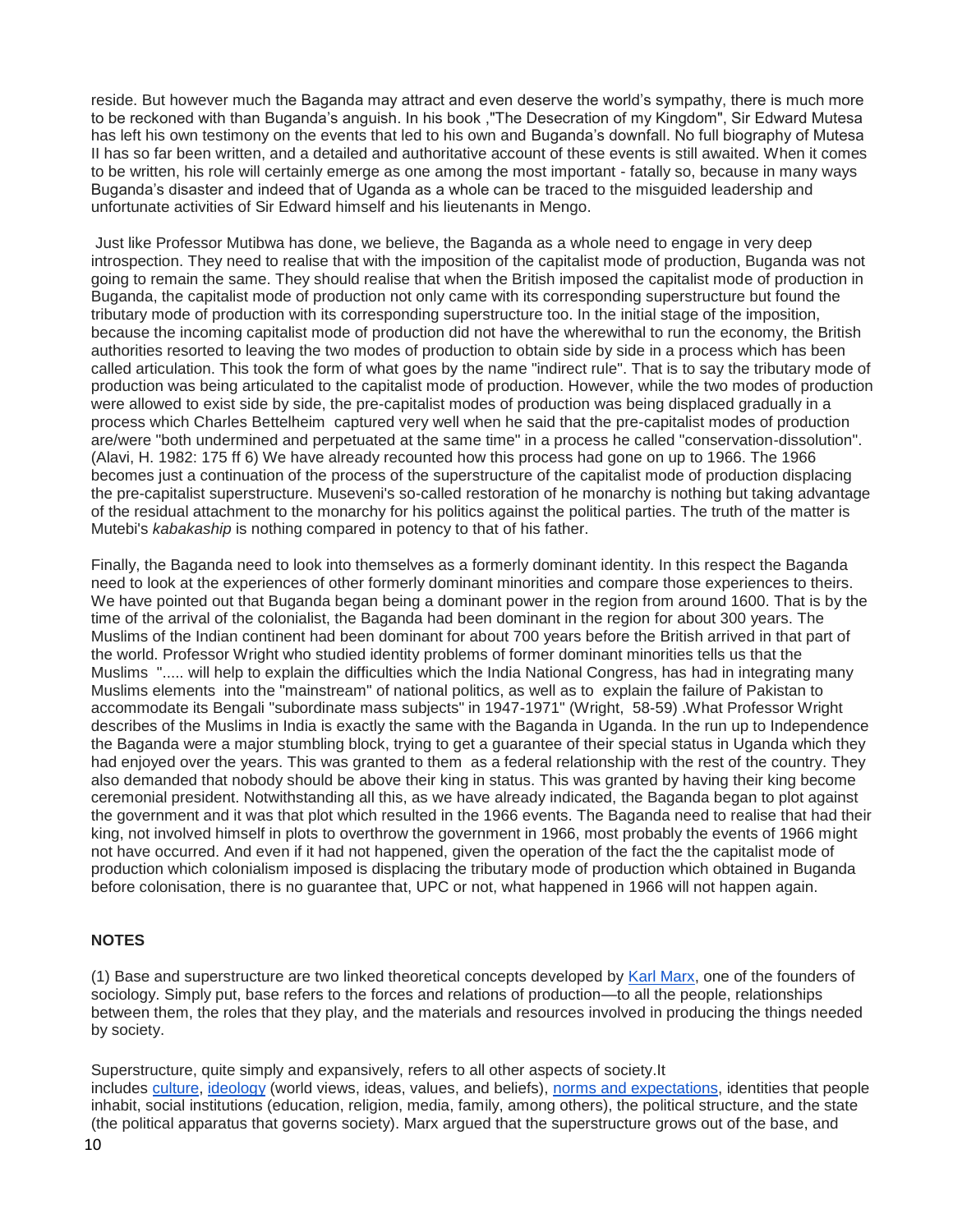reside. But however much the Baganda may attract and even deserve the world's sympathy, there is much more to be reckoned with than Buganda's anguish. In his book ,"The Desecration of my Kingdom", Sir Edward Mutesa has left his own testimony on the events that led to his own and Buganda's downfall. No full biography of Mutesa II has so far been written, and a detailed and authoritative account of these events is still awaited. When it comes to be written, his role will certainly emerge as one among the most important - fatally so, because in many ways Buganda's disaster and indeed that of Uganda as a whole can be traced to the misguided leadership and unfortunate activities of Sir Edward himself and his lieutenants in Mengo.

Just like Professor Mutibwa has done, we believe, the Baganda as a whole need to engage in very deep introspection. They need to realise that with the imposition of the capitalist mode of production, Buganda was not going to remain the same. They should realise that when the British imposed the capitalist mode of production in Buganda, the capitalist mode of production not only came with its corresponding superstructure but found the tributary mode of production with its corresponding superstructure too. In the initial stage of the imposition, because the incoming capitalist mode of production did not have the wherewithal to run the economy, the British authorities resorted to leaving the two modes of production to obtain side by side in a process which has been called articulation. This took the form of what goes by the name "indirect rule". That is to say the tributary mode of production was being articulated to the capitalist mode of production. However, while the two modes of production were allowed to exist side by side, the pre-capitalist modes of production was being displaced gradually in a process which Charles Bettelheim captured very well when he said that the pre-capitalist modes of production are/were "both undermined and perpetuated at the same time" in a process he called "conservation-dissolution". (Alavi, H. 1982: 175 ff 6) We have already recounted how this process had gone on up to 1966. The 1966 becomes just a continuation of the process of the superstructure of the capitalist mode of production displacing the pre-capitalist superstructure. Museveni's so-called restoration of he monarchy is nothing but taking advantage of the residual attachment to the monarchy for his politics against the political parties. The truth of the matter is Mutebi's *kabakaship* is nothing compared in potency to that of his father.

Finally, the Baganda need to look into themselves as a formerly dominant identity. In this respect the Baganda need to look at the experiences of other formerly dominant minorities and compare those experiences to theirs. We have pointed out that Buganda began being a dominant power in the region from around 1600. That is by the time of the arrival of the colonialist, the Baganda had been dominant in the region for about 300 years. The Muslims of the Indian continent had been dominant for about 700 years before the British arrived in that part of the world. Professor Wright who studied identity problems of former dominant minorities tells us that the Muslims "..... will help to explain the difficulties which the India National Congress, has had in integrating many Muslims elements into the "mainstream" of national politics, as well as to explain the failure of Pakistan to accommodate its Bengali "subordinate mass subjects" in 1947-1971" (Wright, 58-59) .What Professor Wright describes of the Muslims in India is exactly the same with the Baganda in Uganda. In the run up to Independence the Baganda were a major stumbling block, trying to get a guarantee of their special status in Uganda which they had enjoyed over the years. This was granted to them as a federal relationship with the rest of the country. They also demanded that nobody should be above their king in status. This was granted by having their king become ceremonial president. Notwithstanding all this, as we have already indicated, the Baganda began to plot against the government and it was that plot which resulted in the 1966 events. The Baganda need to realise that had their king, not involved himself in plots to overthrow the government in 1966, most probably the events of 1966 might not have occurred. And even if it had not happened, given the operation of the fact the the capitalist mode of production which colonialism imposed is displacing the tributary mode of production which obtained in Buganda before colonisation, there is no guarantee that, UPC or not, what happened in 1966 will not happen again.

## NOTES

(1) Base and superstructure are two linked theoretical concepts developed by Karl Marx, one of the founders of sociology. Simply put, base refers to the forces and relations of production—to all the people, relationships between them, the roles that they play, and the materials and resources involved in producing the things needed by society.

Superstructure, quite simply and expansively, refers to all other aspects of society.It includes culture, ideology (world views, ideas, values, and beliefs), norms and expectations, identities that people inhabit, social institutions (education, religion, media, family, among others), the political structure, and the state (the political apparatus that governs society). Marx argued that the superstructure grows out of the base, and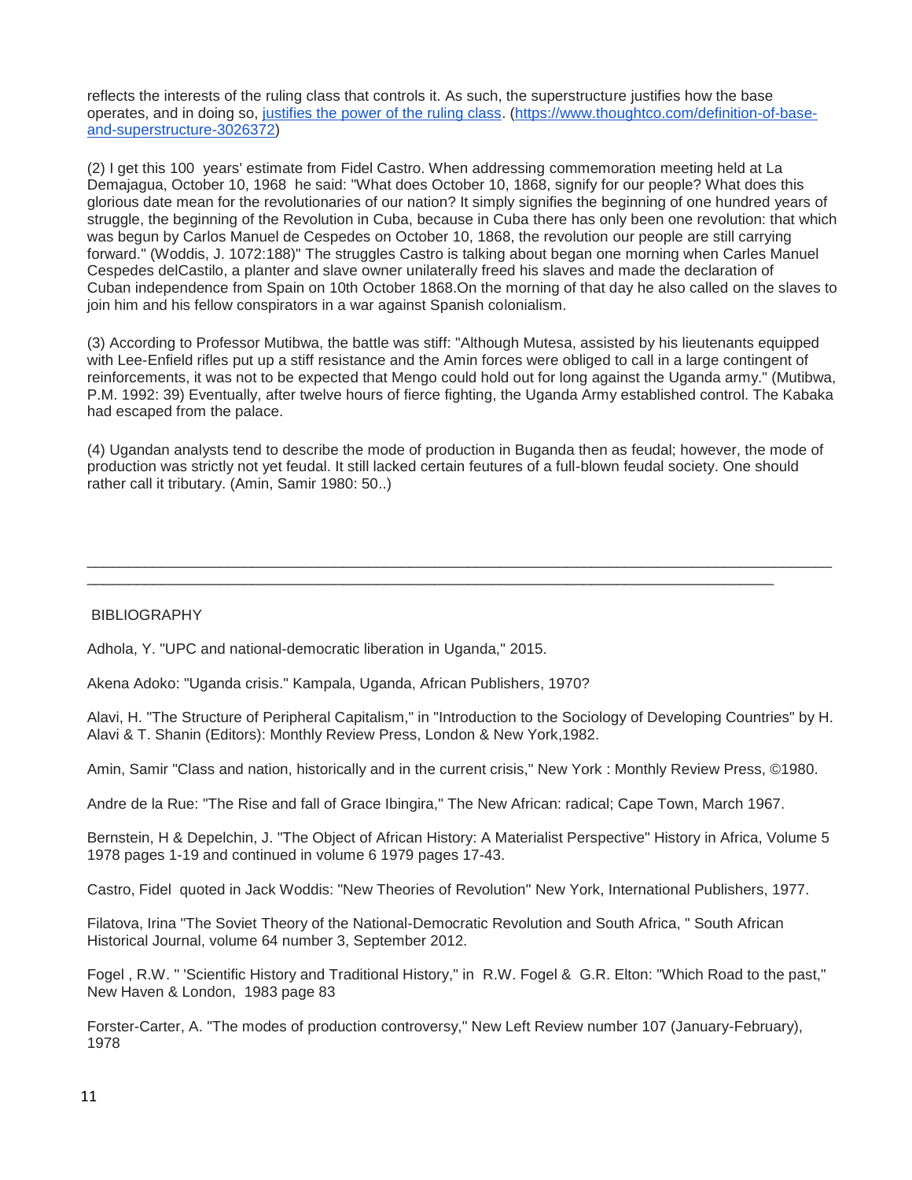reflects the interests of the ruling class that controls it. As such, the superstructure justifies how the base operates, and in doing so, [justifies the power of the ruling class](https://www.thoughtco.com/definition-of-base-and-superstructure-3026372). ([https://www.thoughtco.com/definition-of-base-and-superstructure-3026372](https://www.thoughtco.com/definition-of-base-and-superstructure-3026372))

(2) I get this 100 years' estimate from Fidel Castro. When addressing commemoration meeting held at La Demajagua, October 10, 1968 he said: "What does October 10, 1868, signify for our people? What does this glorious date mean for the revolutionaries of our nation? It simply signifies the beginning of one hundred years of struggle, the beginning of the Revolution in Cuba, because in Cuba there has only been one revolution: that which was begun by Carlos Manuel de Cespedes on October 10, 1868, the revolution our people are still carrying forward." (Woddis, J. 1072:188)" The struggles Castro is talking about began one morning when Carles Manuel Cespedes delCastilo, a planter and slave owner unilaterally freed his slaves and made the declaration of Cuban independence from Spain on 10th October 1868.On the morning of that day he also called on the slaves to join him and his fellow conspirators in a war against Spanish colonialism.

(3) According to Professor Mutibwa, the battle was stiff: "Although Mutesa, assisted by his lieutenants equipped with Lee-Enfield rifles put up a stiff resistance and the Amin forces were obliged to call in a large contingent of reinforcements, it was not to be expected that Mengo could hold out for long against the Uganda army." (Mutibwa, P.M. 1992: 39) Eventually, after twelve hours of fierce fighting, the Uganda Army established control. The Kabaka had escaped from the palace.

(4) Ugandan analysts tend to describe the mode of production in Buganda then as feudal; however, the mode of production was strictly not yet feudal. It still lacked certain feutures of a full-blown feudal society. One should rather call it tributary. (Amin, Samir 1980: 50..)

---

BIBLIOGRAPHY

Adhola, Y. "UPC and national-democratic liberation in Uganda," 2015.

Akena Adoko: "Uganda crisis." Kampala, Uganda, African Publishers, 1970?

Alavi, H. "The Structure of Peripheral Capitalism," in "Introduction to the Sociology of Developing Countries" by H. Alavi & T. Shanin (Editors): Monthly Review Press, London & New York,1982.

Amin, Samir "Class and nation, historically and in the current crisis," New York : Monthly Review Press, ©1980.

Andre de la Rue: "The Rise and fall of Grace Ibingira," The New African: radical; Cape Town, March 1967.

Bernstein, H & Depelchin, J. "The Object of African History: A Materialist Perspective" History in Africa, Volume 5 1978 pages 1-19 and continued in volume 6 1979 pages 17-43.

Castro, Fidel quoted in Jack Woddis: "New Theories of Revolution" New York, International Publishers, 1977.

Filatova, Irina "The Soviet Theory of the National-Democratic Revolution and South Africa, " South African Historical Journal, volume 64 number 3, September 2012.

Fogel , R.W. " 'Scientific History and Traditional History," in R.W. Fogel & G.R. Elton: "Which Road to the past," New Haven & London, 1983 page 83

Forster-Carter, A. "The modes of production controversy," New Left Review number 107 (January-February), 1978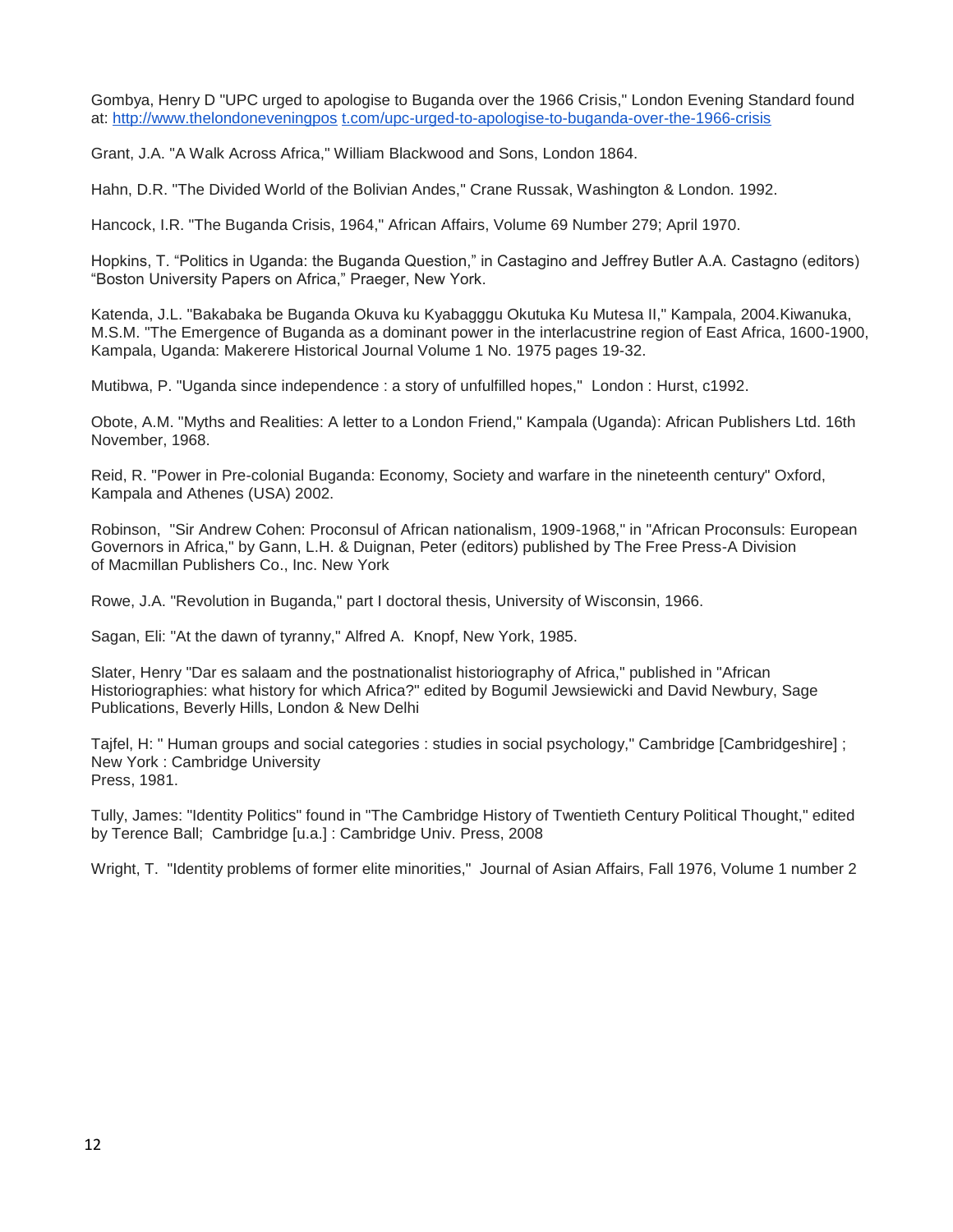Gombya, Henry D "UPC urged to apologise to Buganda over the 1966 Crisis," London Evening Standard found at: http://www.thelondoneveningpos t.com/upc-urged-to-apologise-to-buganda-over-the-1966-crisis

Grant, J.A. "A Walk Across Africa," William Blackwood and Sons, London 1864.

Hahn, D.R. "The Divided World of the Bolivian Andes," Crane Russak, Washington & London. 1992.

Hancock, I.R. "The Buganda Crisis, 1964," African Affairs, Volume 69 Number 279; April 1970.

Hopkins, T. "Politics in Uganda: the Buganda Question," in Castagino and Jeffrey Butler A.A. Castagno (editors) "Boston University Papers on Africa," Praeger, New York.

Katenda, J.L. "Bakabaka be Buganda Okuva ku Kyabagggu Okutuka Ku Mutesa II," Kampala, 2004.Kiwanuka, M.S.M. "The Emergence of Buganda as a dominant power in the interlacustrine region of East Africa, 1600-1900, Kampala, Uganda: Makerere Historical Journal Volume 1 No. 1975 pages 19-32.

Mutibwa, P. "Uganda since independence : a story of unfulfilled hopes," London : Hurst, c1992.

Obote, A.M. "Myths and Realities: A letter to a London Friend," Kampala (Uganda): African Publishers Ltd. 16th November, 1968.

Reid, R. "Power in Pre-colonial Buganda: Economy, Society and warfare in the nineteenth century" Oxford, Kampala and Athenes (USA) 2002.

Robinson, "Sir Andrew Cohen: Proconsul of African nationalism, 1909-1968," in "African Proconsuls: European Governors in Africa," by Gann, L.H. & Duignan, Peter (editors) published by The Free Press-A Division of Macmillan Publishers Co., Inc. New York

Rowe, J.A. "Revolution in Buganda," part I doctoral thesis, University of Wisconsin, 1966.

Sagan, Eli: "At the dawn of tyranny," Alfred A. Knopf, New York, 1985.

Slater, Henry "Dar es salaam and the postnationalist historiography of Africa," published in "African Historiographies: what history for which Africa?" edited by Bogumil Jewsiewicki and David Newbury, Sage Publications, Beverly Hills, London & New Delhi

Tajfel, H: " Human groups and social categories : studies in social psychology," Cambridge [Cambridgeshire] ; New York : Cambridge University Press, 1981.

Tully, James: "Identity Politics" found in "The Cambridge History of Twentieth Century Political Thought," edited by Terence Ball; Cambridge [u.a.] : Cambridge Univ. Press, 2008

Wright, T. "Identity problems of former elite minorities," Journal of Asian Affairs, Fall 1976, Volume 1 number 2